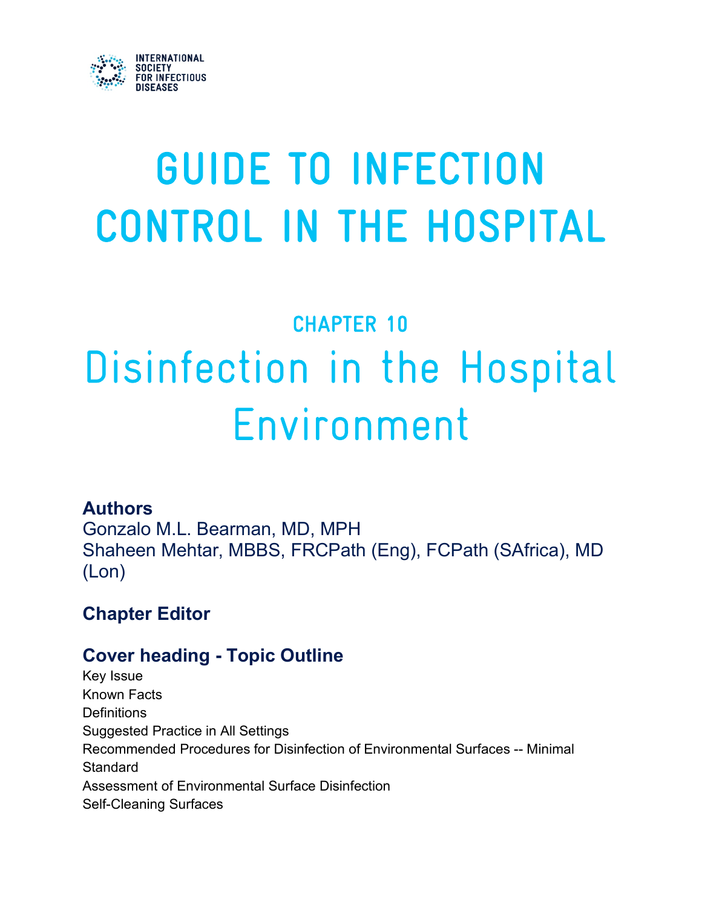INTERNATIONAL SOCIETY FOR INFECTIOUS DISEASES

# GUIDE TO INFECTION CONTROL IN THE HOSPITAL

## CHAPTER 10

# Disinfection in the Hospital Environment

### Authors

Gonzalo M.L. Bearman, MD, MPH
Shaheen Mehtar, MBBS, FRCPath (Eng), FCPath (SAfrica), MD (Lon)

### Chapter Editor

### Cover heading - Topic Outline

Key Issue
Known Facts
Definitions
Suggested Practice in All Settings
Recommended Procedures for Disinfection of Environmental Surfaces -- Minimal Standard
Assessment of Environmental Surface Disinfection
Self-Cleaning Surfaces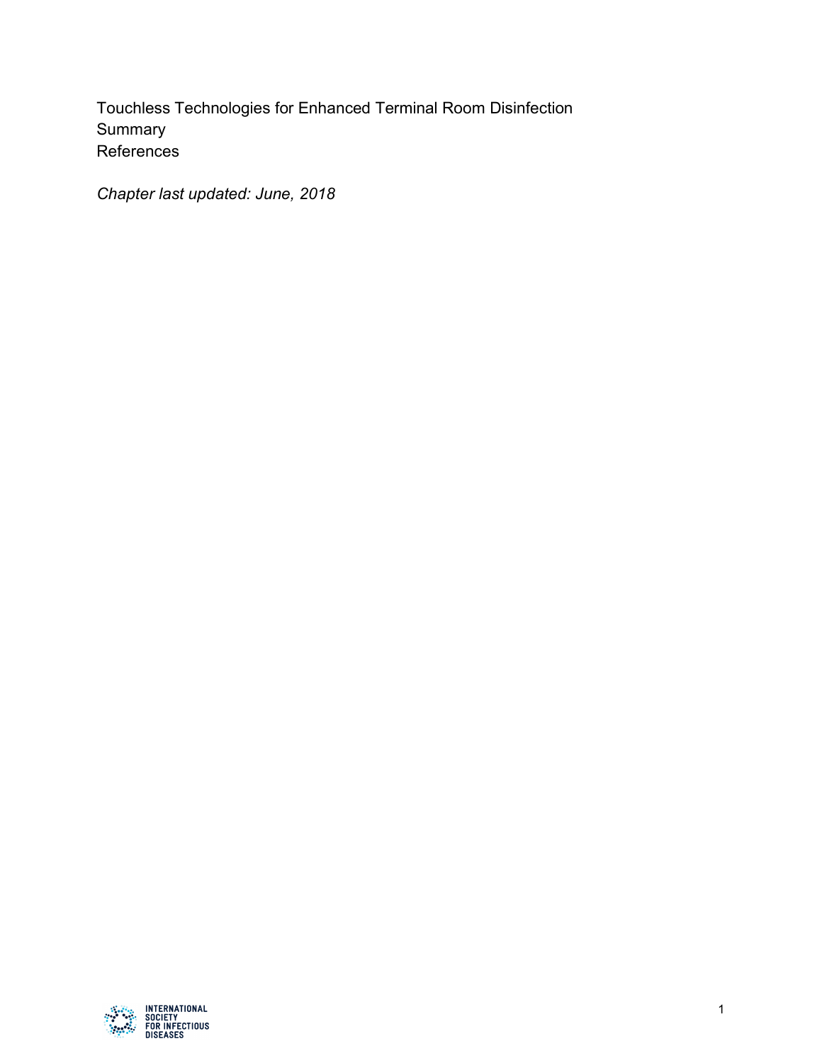Touchless Technologies for Enhanced Terminal Room Disinfection
Summary
References

*Chapter last updated: June, 2018*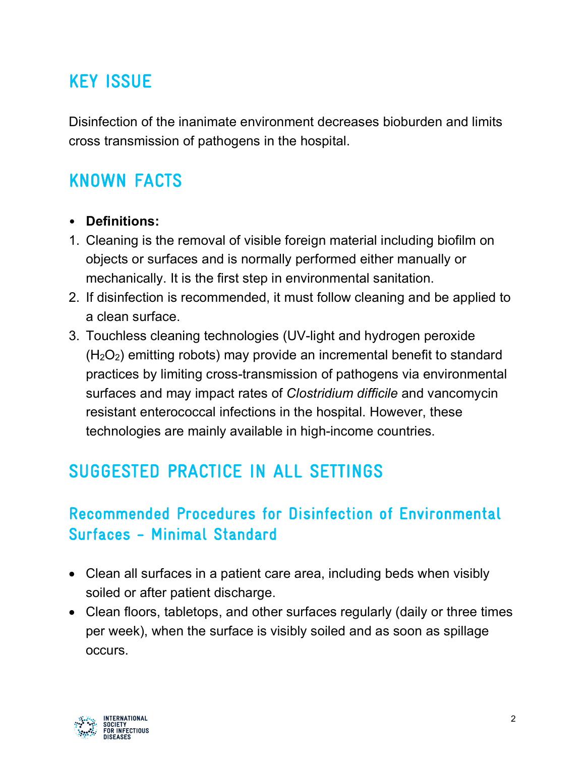## KEY ISSUE

Disinfection of the inanimate environment decreases bioburden and limits cross transmission of pathogens in the hospital.

## KNOWN FACTS

- **Definitions:**

1. Cleaning is the removal of visible foreign material including biofilm on objects or surfaces and is normally performed either manually or mechanically. It is the first step in environmental sanitation.
2. If disinfection is recommended, it must follow cleaning and be applied to a clean surface.
3. Touchless cleaning technologies (UV-light and hydrogen peroxide ($H_2O_2$) emitting robots) may provide an incremental benefit to standard practices by limiting cross-transmission of pathogens via environmental surfaces and may impact rates of *Clostridium difficile* and vancomycin resistant enterococcal infections in the hospital. However, these technologies are mainly available in high-income countries.

## SUGGESTED PRACTICE IN ALL SETTINGS

### Recommended Procedures for Disinfection of Environmental Surfaces – Minimal Standard

- Clean all surfaces in a patient care area, including beds when visibly soiled or after patient discharge.
- Clean floors, tabletops, and other surfaces regularly (daily or three times per week), when the surface is visibly soiled and as soon as spillage occurs.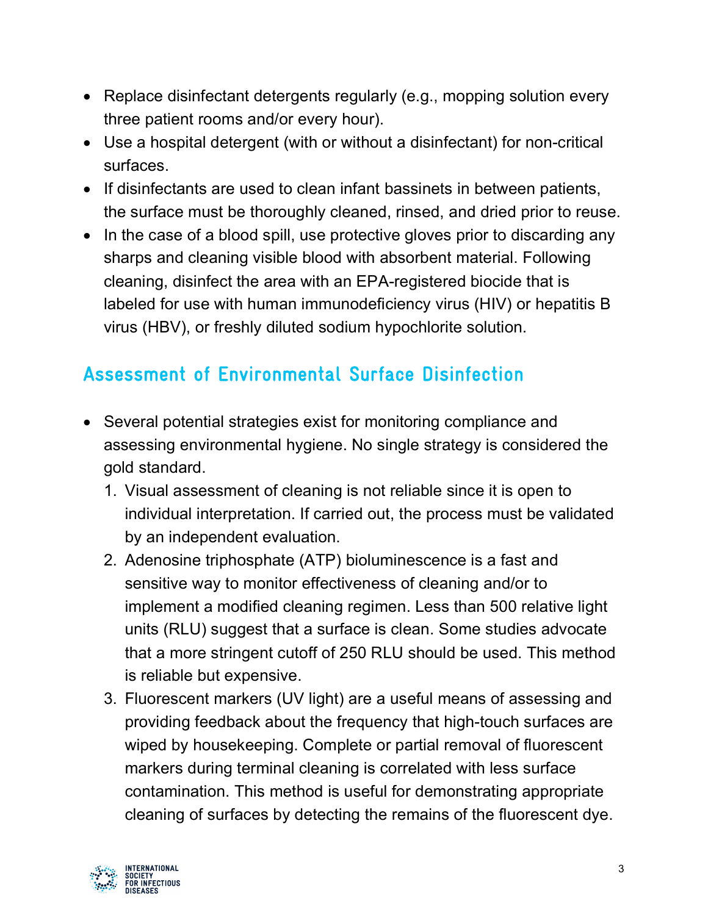- Replace disinfectant detergents regularly (e.g., mopping solution every three patient rooms and/or every hour).
- Use a hospital detergent (with or without a disinfectant) for non-critical surfaces.
- If disinfectants are used to clean infant bassinets in between patients, the surface must be thoroughly cleaned, rinsed, and dried prior to reuse.
- In the case of a blood spill, use protective gloves prior to discarding any sharps and cleaning visible blood with absorbent material. Following cleaning, disinfect the area with an EPA-registered biocide that is labeled for use with human immunodeficiency virus (HIV) or hepatitis B virus (HBV), or freshly diluted sodium hypochlorite solution.

## Assessment of Environmental Surface Disinfection

- Several potential strategies exist for monitoring compliance and assessing environmental hygiene. No single strategy is considered the gold standard.
  1. Visual assessment of cleaning is not reliable since it is open to individual interpretation. If carried out, the process must be validated by an independent evaluation.
  2. Adenosine triphosphate (ATP) bioluminescence is a fast and sensitive way to monitor effectiveness of cleaning and/or to implement a modified cleaning regimen. Less than 500 relative light units (RLU) suggest that a surface is clean. Some studies advocate that a more stringent cutoff of 250 RLU should be used. This method is reliable but expensive.
  3. Fluorescent markers (UV light) are a useful means of assessing and providing feedback about the frequency that high-touch surfaces are wiped by housekeeping. Complete or partial removal of fluorescent markers during terminal cleaning is correlated with less surface contamination. This method is useful for demonstrating appropriate cleaning of surfaces by detecting the remains of the fluorescent dye.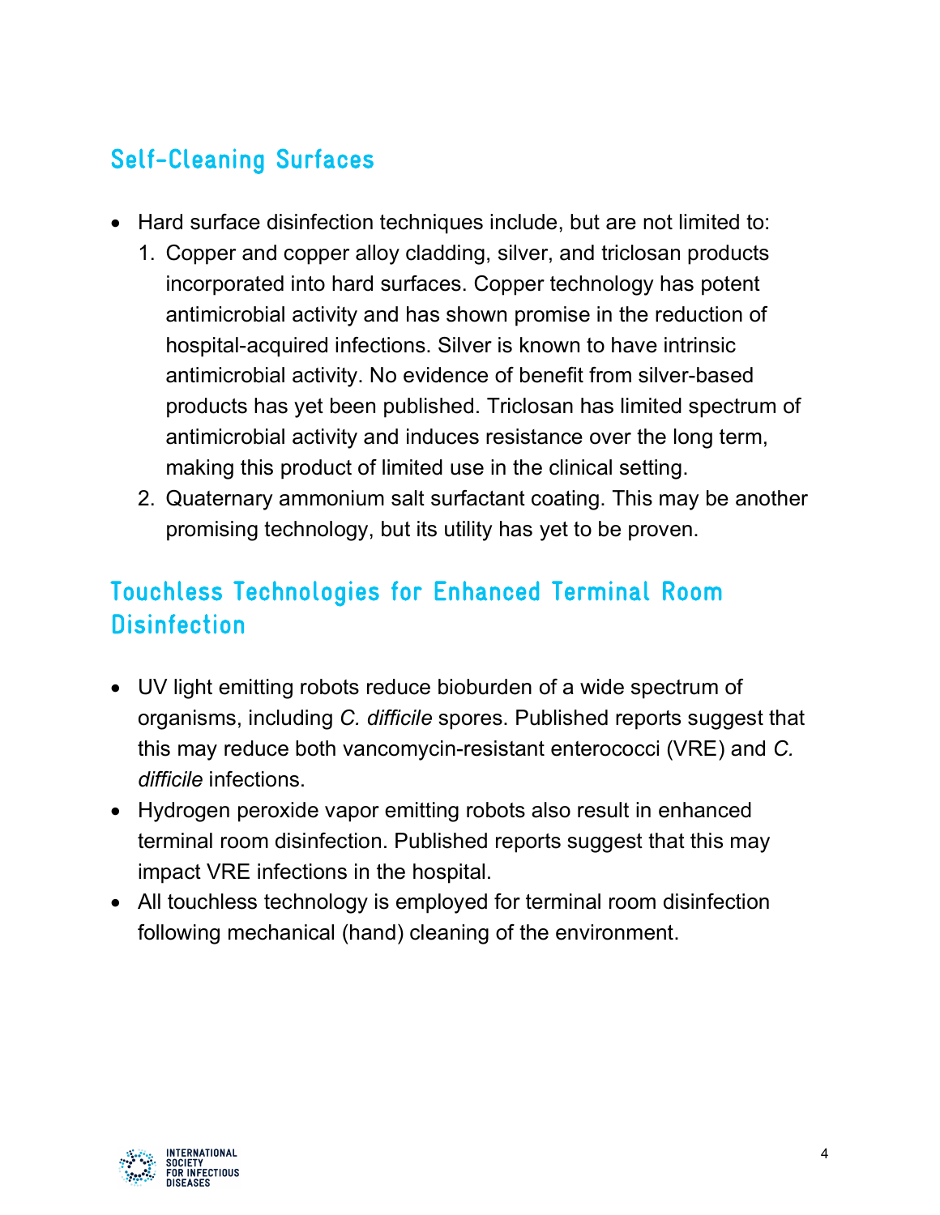## Self-Cleaning Surfaces

- Hard surface disinfection techniques include, but are not limited to:
  1. Copper and copper alloy cladding, silver, and triclosan products incorporated into hard surfaces. Copper technology has potent antimicrobial activity and has shown promise in the reduction of hospital-acquired infections. Silver is known to have intrinsic antimicrobial activity. No evidence of benefit from silver-based products has yet been published. Triclosan has limited spectrum of antimicrobial activity and induces resistance over the long term, making this product of limited use in the clinical setting.
  2. Quaternary ammonium salt surfactant coating. This may be another promising technology, but its utility has yet to be proven.

## Touchless Technologies for Enhanced Terminal Room Disinfection

- UV light emitting robots reduce bioburden of a wide spectrum of organisms, including *C. difficile* spores. Published reports suggest that this may reduce both vancomycin-resistant enterococci (VRE) and *C. difficile* infections.
- Hydrogen peroxide vapor emitting robots also result in enhanced terminal room disinfection. Published reports suggest that this may impact VRE infections in the hospital.
- All touchless technology is employed for terminal room disinfection following mechanical (hand) cleaning of the environment.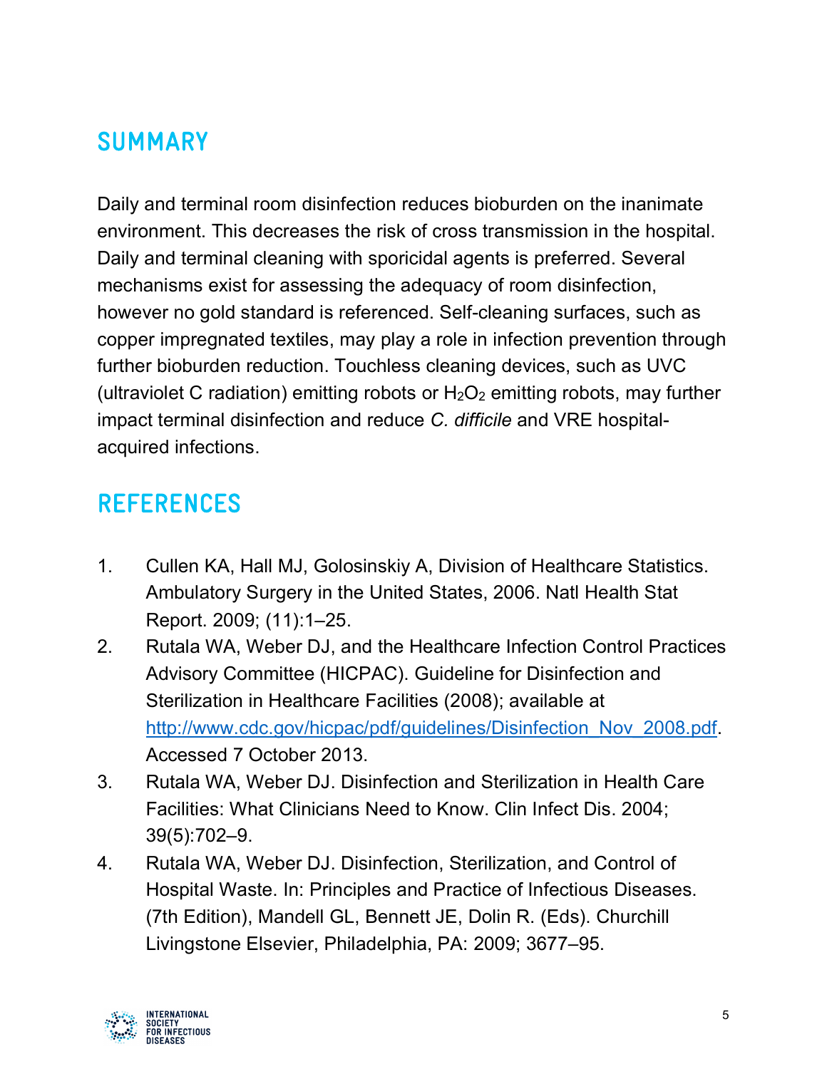## SUMMARY

Daily and terminal room disinfection reduces bioburden on the inanimate environment. This decreases the risk of cross transmission in the hospital. Daily and terminal cleaning with sporicidal agents is preferred. Several mechanisms exist for assessing the adequacy of room disinfection, however no gold standard is referenced. Self-cleaning surfaces, such as copper impregnated textiles, may play a role in infection prevention through further bioburden reduction. Touchless cleaning devices, such as UVC (ultraviolet C radiation) emitting robots or $H_2O_2$ emitting robots, may further impact terminal disinfection and reduce *C. difficile* and VRE hospital-acquired infections.

## REFERENCES

1. Cullen KA, Hall MJ, Golosinskiy A, Division of Healthcare Statistics. Ambulatory Surgery in the United States, 2006. Natl Health Stat Report. 2009; (11):1–25.
2. Rutala WA, Weber DJ, and the Healthcare Infection Control Practices Advisory Committee (HICPAC). Guideline for Disinfection and Sterilization in Healthcare Facilities (2008); available at http://www.cdc.gov/hicpac/pdf/guidelines/Disinfection_Nov_2008.pdf. Accessed 7 October 2013.
3. Rutala WA, Weber DJ. Disinfection and Sterilization in Health Care Facilities: What Clinicians Need to Know. Clin Infect Dis. 2004; 39(5):702–9.
4. Rutala WA, Weber DJ. Disinfection, Sterilization, and Control of Hospital Waste. In: Principles and Practice of Infectious Diseases. (7th Edition), Mandell GL, Bennett JE, Dolin R. (Eds). Churchill Livingstone Elsevier, Philadelphia, PA: 2009; 3677–95.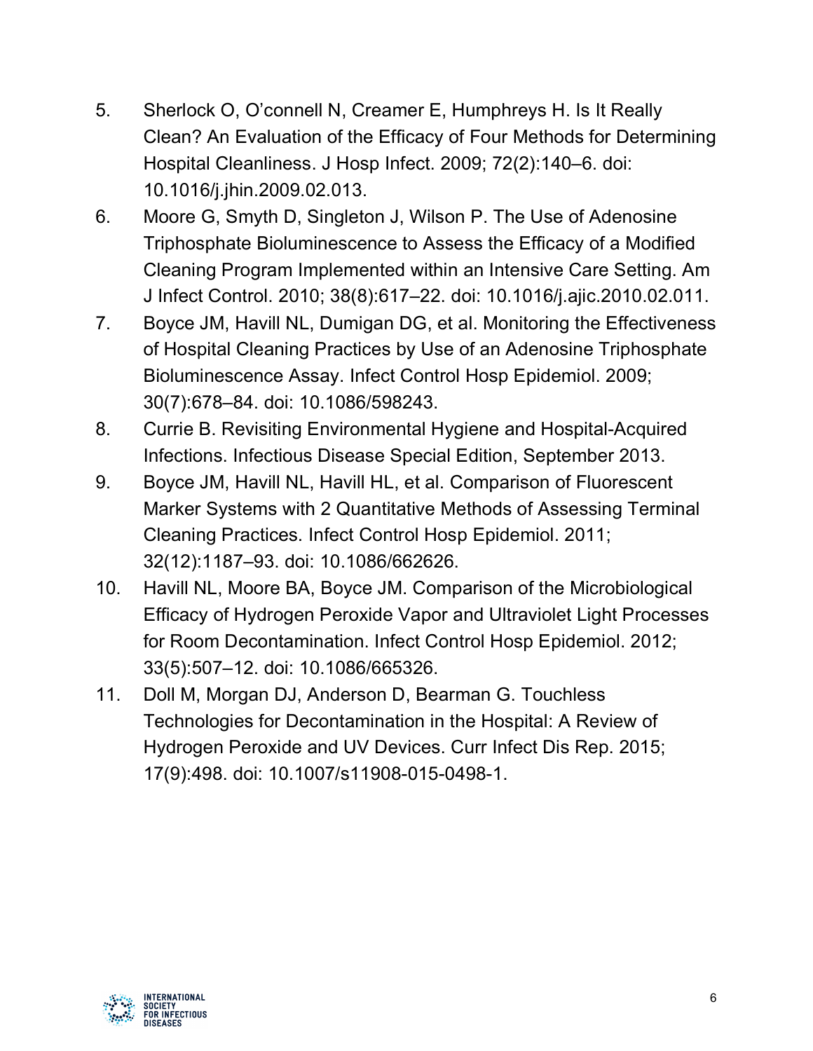5. Sherlock O, O'connell N, Creamer E, Humphreys H. Is It Really Clean? An Evaluation of the Efficacy of Four Methods for Determining Hospital Cleanliness. J Hosp Infect. 2009; 72(2):140–6. doi: 10.1016/j.jhin.2009.02.013.
6. Moore G, Smyth D, Singleton J, Wilson P. The Use of Adenosine Triphosphate Bioluminescence to Assess the Efficacy of a Modified Cleaning Program Implemented within an Intensive Care Setting. Am J Infect Control. 2010; 38(8):617–22. doi: 10.1016/j.ajic.2010.02.011.
7. Boyce JM, Havill NL, Dumigan DG, et al. Monitoring the Effectiveness of Hospital Cleaning Practices by Use of an Adenosine Triphosphate Bioluminescence Assay. Infect Control Hosp Epidemiol. 2009; 30(7):678–84. doi: 10.1086/598243.
8. Currie B. Revisiting Environmental Hygiene and Hospital-Acquired Infections. Infectious Disease Special Edition, September 2013.
9. Boyce JM, Havill NL, Havill HL, et al. Comparison of Fluorescent Marker Systems with 2 Quantitative Methods of Assessing Terminal Cleaning Practices. Infect Control Hosp Epidemiol. 2011; 32(12):1187–93. doi: 10.1086/662626.
10. Havill NL, Moore BA, Boyce JM. Comparison of the Microbiological Efficacy of Hydrogen Peroxide Vapor and Ultraviolet Light Processes for Room Decontamination. Infect Control Hosp Epidemiol. 2012; 33(5):507–12. doi: 10.1086/665326.
11. Doll M, Morgan DJ, Anderson D, Bearman G. Touchless Technologies for Decontamination in the Hospital: A Review of Hydrogen Peroxide and UV Devices. Curr Infect Dis Rep. 2015; 17(9):498. doi: 10.1007/s11908-015-0498-1.